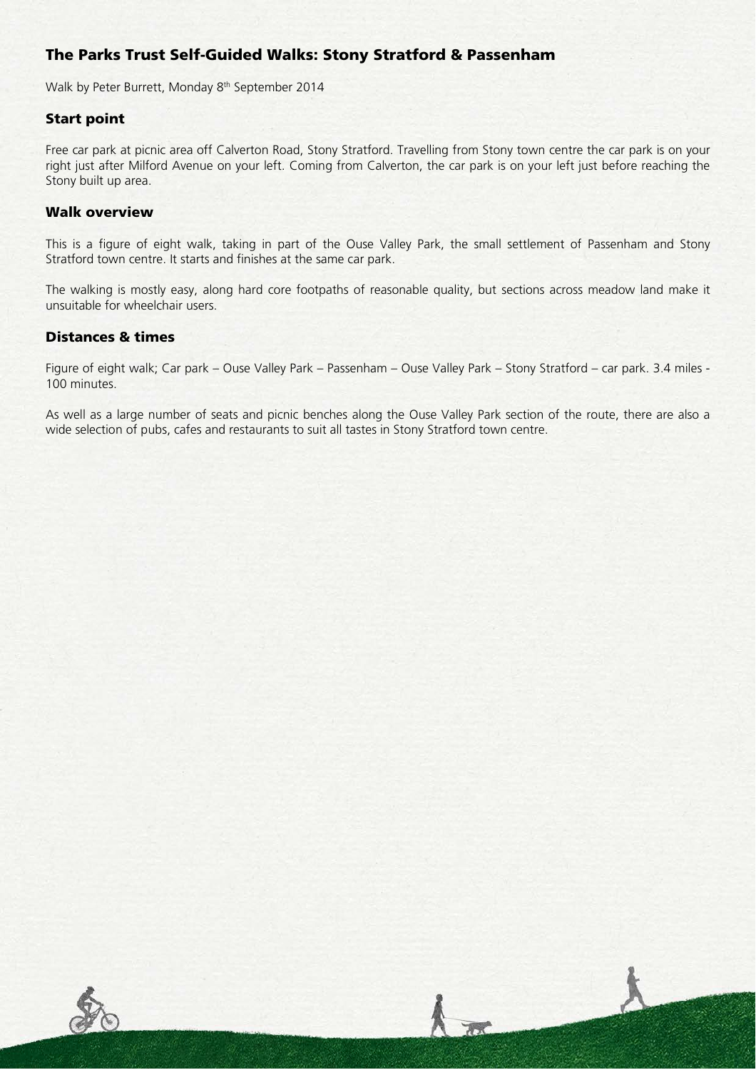# The Parks Trust Self-Guided Walks: Stony Stratford & Passenham

Walk by Peter Burrett, Monday 8th September 2014

## Start point

Free car park at picnic area off Calverton Road, Stony Stratford. Travelling from Stony town centre the car park is on your right just after Milford Avenue on your left. Coming from Calverton, the car park is on your left just before reaching the Stony built up area.

## Walk overview

This is a figure of eight walk, taking in part of the Ouse Valley Park, the small settlement of Passenham and Stony Stratford town centre. It starts and finishes at the same car park.

The walking is mostly easy, along hard core footpaths of reasonable quality, but sections across meadow land make it unsuitable for wheelchair users.

## Distances & times

Figure of eight walk; Car park – Ouse Valley Park – Passenham – Ouse Valley Park – Stony Stratford – car park. 3.4 miles - 100 minutes.

As well as a large number of seats and picnic benches along the Ouse Valley Park section of the route, there are also a wide selection of pubs, cafes and restaurants to suit all tastes in Stony Stratford town centre.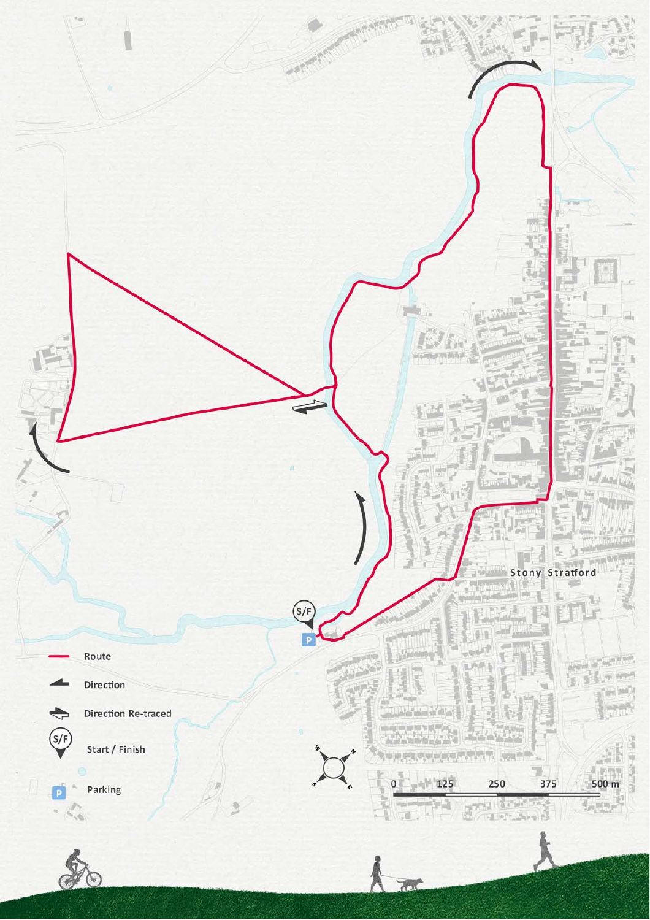Stony Stratford

- Route
- Direction
- Direction Re-traced
- Start / Finish
- Parking

0 125 250 375 500 m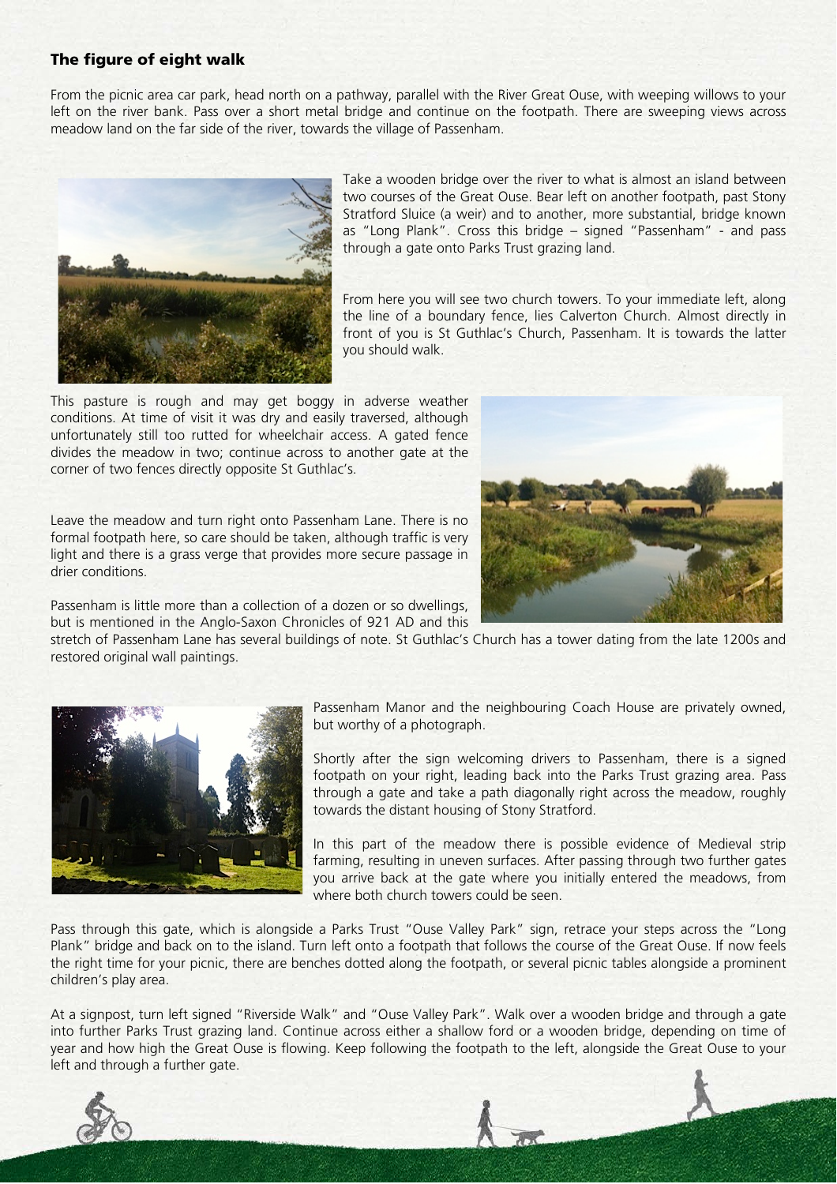### The figure of eight walk

From the picnic area car park, head north on a pathway, parallel with the River Great Ouse, with weeping willows to your left on the river bank. Pass over a short metal bridge and continue on the footpath. There are sweeping views across meadow land on the far side of the river, towards the village of Passenham.

Take a wooden bridge over the river to what is almost an island between two courses of the Great Ouse. Bear left on another footpath, past Stony Stratford Sluice (a weir) and to another, more substantial, bridge known as "Long Plank". Cross this bridge – signed "Passenham" - and pass through a gate onto Parks Trust grazing land.

From here you will see two church towers. To your immediate left, along the line of a boundary fence, lies Calverton Church. Almost directly in front of you is St Guthlac's Church, Passenham. It is towards the latter you should walk.

This pasture is rough and may get boggy in adverse weather conditions. At time of visit it was dry and easily traversed, although unfortunately still too rutted for wheelchair access. A gated fence divides the meadow in two; continue across to another gate at the corner of two fences directly opposite St Guthlac's.

Leave the meadow and turn right onto Passenham Lane. There is no formal footpath here, so care should be taken, although traffic is very light and there is a grass verge that provides more secure passage in drier conditions.

Passenham is little more than a collection of a dozen or so dwellings, but is mentioned in the Anglo-Saxon Chronicles of 921 AD and this stretch of Passenham Lane has several buildings of note. St Guthlac's Church has a tower dating from the late 1200s and restored original wall paintings.

Passenham Manor and the neighbouring Coach House are privately owned, but worthy of a photograph.

Shortly after the sign welcoming drivers to Passenham, there is a signed footpath on your right, leading back into the Parks Trust grazing area. Pass through a gate and take a path diagonally right across the meadow, roughly towards the distant housing of Stony Stratford.

In this part of the meadow there is possible evidence of Medieval strip farming, resulting in uneven surfaces. After passing through two further gates you arrive back at the gate where you initially entered the meadows, from where both church towers could be seen.

Pass through this gate, which is alongside a Parks Trust "Ouse Valley Park" sign, retrace your steps across the "Long Plank" bridge and back on to the island. Turn left onto a footpath that follows the course of the Great Ouse. If now feels the right time for your picnic, there are benches dotted along the footpath, or several picnic tables alongside a prominent children's play area.

At a signpost, turn left signed "Riverside Walk" and "Ouse Valley Park". Walk over a wooden bridge and through a gate into further Parks Trust grazing land. Continue across either a shallow ford or a wooden bridge, depending on time of year and how high the Great Ouse is flowing. Keep following the footpath to the left, alongside the Great Ouse to your left and through a further gate.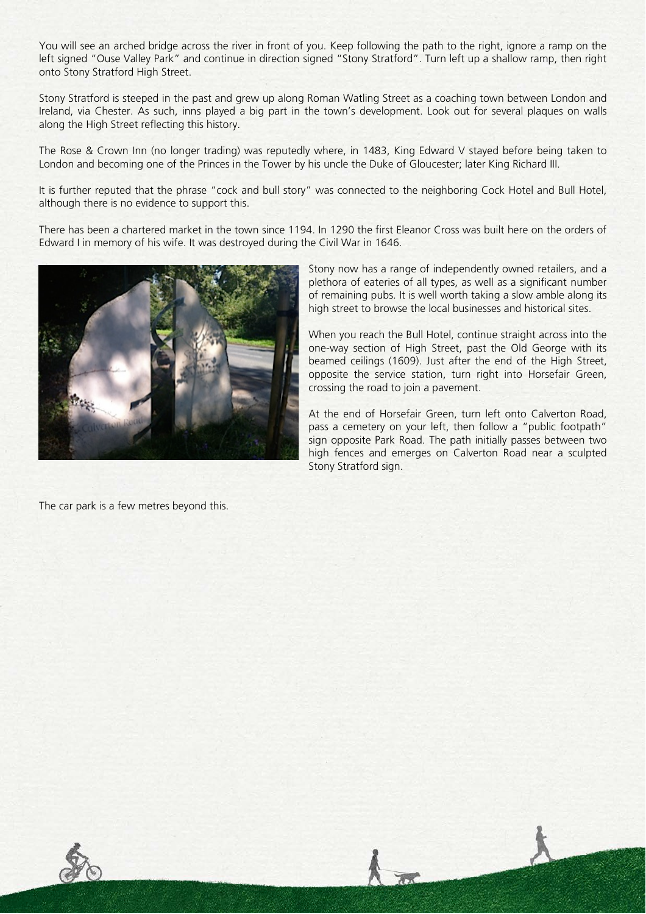You will see an arched bridge across the river in front of you. Keep following the path to the right, ignore a ramp on the left signed "Ouse Valley Park" and continue in direction signed "Stony Stratford". Turn left up a shallow ramp, then right onto Stony Stratford High Street.

Stony Stratford is steeped in the past and grew up along Roman Watling Street as a coaching town between London and Ireland, via Chester. As such, inns played a big part in the town's development. Look out for several plaques on walls along the High Street reflecting this history.

The Rose & Crown Inn (no longer trading) was reputedly where, in 1483, King Edward V stayed before being taken to London and becoming one of the Princes in the Tower by his uncle the Duke of Gloucester; later King Richard III.

It is further reputed that the phrase "cock and bull story" was connected to the neighboring Cock Hotel and Bull Hotel, although there is no evidence to support this.

There has been a chartered market in the town since 1194. In 1290 the first Eleanor Cross was built here on the orders of Edward I in memory of his wife. It was destroyed during the Civil War in 1646.

Stony now has a range of independently owned retailers, and a plethora of eateries of all types, as well as a significant number of remaining pubs. It is well worth taking a slow amble along its high street to browse the local businesses and historical sites.

When you reach the Bull Hotel, continue straight across into the one-way section of High Street, past the Old George with its beamed ceilings (1609). Just after the end of the High Street, opposite the service station, turn right into Horsefair Green, crossing the road to join a pavement.

At the end of Horsefair Green, turn left onto Calverton Road, pass a cemetery on your left, then follow a "public footpath" sign opposite Park Road. The path initially passes between two high fences and emerges on Calverton Road near a sculpted Stony Stratford sign.

The car park is a few metres beyond this.